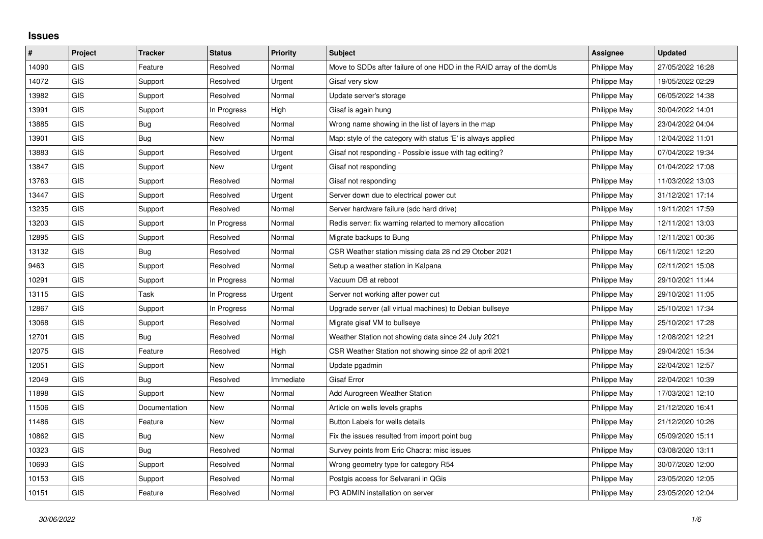## Issues

| # | Project | Tracker | Status | Priority | Subject | Assignee | Updated |
|---|---|---|---|---|---|---|---|
| 14090 | GIS | Feature | Resolved | Normal | Move to SDDs after failure of one HDD in the RAID array of the domUs | Philippe May | 27/05/2022 16:28 |
| 14072 | GIS | Support | Resolved | Urgent | Gisaf very slow | Philippe May | 19/05/2022 02:29 |
| 13982 | GIS | Support | Resolved | Normal | Update server's storage | Philippe May | 06/05/2022 14:38 |
| 13991 | GIS | Support | In Progress | High | Gisaf is again hung | Philippe May | 30/04/2022 14:01 |
| 13885 | GIS | Bug | Resolved | Normal | Wrong name showing in the list of layers in the map | Philippe May | 23/04/2022 04:04 |
| 13901 | GIS | Bug | New | Normal | Map: style of the category with status 'E' is always applied | Philippe May | 12/04/2022 11:01 |
| 13883 | GIS | Support | Resolved | Urgent | Gisaf not responding - Possible issue with tag editing? | Philippe May | 07/04/2022 19:34 |
| 13847 | GIS | Support | New | Urgent | Gisaf not responding | Philippe May | 01/04/2022 17:08 |
| 13763 | GIS | Support | Resolved | Normal | Gisaf not responding | Philippe May | 11/03/2022 13:03 |
| 13447 | GIS | Support | Resolved | Urgent | Server down due to electrical power cut | Philippe May | 31/12/2021 17:14 |
| 13235 | GIS | Support | Resolved | Normal | Server hardware failure (sdc hard drive) | Philippe May | 19/11/2021 17:59 |
| 13203 | GIS | Support | In Progress | Normal | Redis server: fix warning relarted to memory allocation | Philippe May | 12/11/2021 13:03 |
| 12895 | GIS | Support | Resolved | Normal | Migrate backups to Bung | Philippe May | 12/11/2021 00:36 |
| 13132 | GIS | Bug | Resolved | Normal | CSR Weather station missing data 28 nd 29 Otober 2021 | Philippe May | 06/11/2021 12:20 |
| 9463 | GIS | Support | Resolved | Normal | Setup a weather station in Kalpana | Philippe May | 02/11/2021 15:08 |
| 10291 | GIS | Support | In Progress | Normal | Vacuum DB at reboot | Philippe May | 29/10/2021 11:44 |
| 13115 | GIS | Task | In Progress | Urgent | Server not working after power cut | Philippe May | 29/10/2021 11:05 |
| 12867 | GIS | Support | In Progress | Normal | Upgrade server (all virtual machines) to Debian bullseye | Philippe May | 25/10/2021 17:34 |
| 13068 | GIS | Support | Resolved | Normal | Migrate gisaf VM to bullseye | Philippe May | 25/10/2021 17:28 |
| 12701 | GIS | Bug | Resolved | Normal | Weather Station not showing data since 24 July 2021 | Philippe May | 12/08/2021 12:21 |
| 12075 | GIS | Feature | Resolved | High | CSR Weather Station not showing since 22 of april 2021 | Philippe May | 29/04/2021 15:34 |
| 12051 | GIS | Support | New | Normal | Update pgadmin | Philippe May | 22/04/2021 12:57 |
| 12049 | GIS | Bug | Resolved | Immediate | Gisaf Error | Philippe May | 22/04/2021 10:39 |
| 11898 | GIS | Support | New | Normal | Add Aurogreen Weather Station | Philippe May | 17/03/2021 12:10 |
| 11506 | GIS | Documentation | New | Normal | Article on wells levels graphs | Philippe May | 21/12/2020 16:41 |
| 11486 | GIS | Feature | New | Normal | Button Labels for wells details | Philippe May | 21/12/2020 10:26 |
| 10862 | GIS | Bug | New | Normal | Fix the issues resulted from import point bug | Philippe May | 05/09/2020 15:11 |
| 10323 | GIS | Bug | Resolved | Normal | Survey points from Eric Chacra: misc issues | Philippe May | 03/08/2020 13:11 |
| 10693 | GIS | Support | Resolved | Normal | Wrong geometry type for category R54 | Philippe May | 30/07/2020 12:00 |
| 10153 | GIS | Support | Resolved | Normal | Postgis access for Selvarani in QGis | Philippe May | 23/05/2020 12:05 |
| 10151 | GIS | Feature | Resolved | Normal | PG ADMIN installation on server | Philippe May | 23/05/2020 12:04 |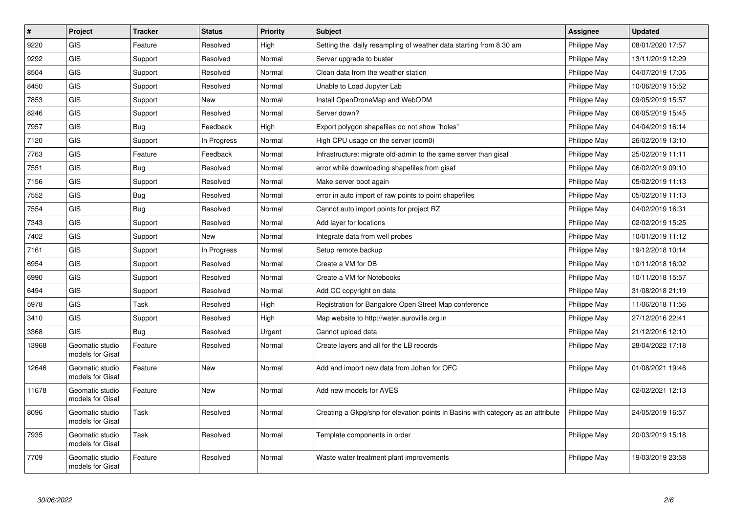| # | Project | Tracker | Status | Priority | Subject | Assignee | Updated |
|---|---|---|---|---|---|---|---|
| 9220 | GIS | Feature | Resolved | High | Setting the  daily resampling of weather data starting from 8.30 am | Philippe May | 08/01/2020 17:57 |
| 9292 | GIS | Support | Resolved | Normal | Server upgrade to buster | Philippe May | 13/11/2019 12:29 |
| 8504 | GIS | Support | Resolved | Normal | Clean data from the weather station | Philippe May | 04/07/2019 17:05 |
| 8450 | GIS | Support | Resolved | Normal | Unable to Load Jupyter Lab | Philippe May | 10/06/2019 15:52 |
| 7853 | GIS | Support | New | Normal | Install OpenDroneMap and WebODM | Philippe May | 09/05/2019 15:57 |
| 8246 | GIS | Support | Resolved | Normal | Server down? | Philippe May | 06/05/2019 15:45 |
| 7957 | GIS | Bug | Feedback | High | Export polygon shapefiles do not show "holes" | Philippe May | 04/04/2019 16:14 |
| 7120 | GIS | Support | In Progress | Normal | High CPU usage on the server (dom0) | Philippe May | 26/02/2019 13:10 |
| 7763 | GIS | Feature | Feedback | Normal | Infrastructure: migrate old-admin to the same server than gisaf | Philippe May | 25/02/2019 11:11 |
| 7551 | GIS | Bug | Resolved | Normal | error while downloading shapefiles from gisaf | Philippe May | 06/02/2019 09:10 |
| 7156 | GIS | Support | Resolved | Normal | Make server boot again | Philippe May | 05/02/2019 11:13 |
| 7552 | GIS | Bug | Resolved | Normal | error in auto import of raw points to point shapefiles | Philippe May | 05/02/2019 11:13 |
| 7554 | GIS | Bug | Resolved | Normal | Cannot auto import points for project RZ | Philippe May | 04/02/2019 16:31 |
| 7343 | GIS | Support | Resolved | Normal | Add layer for locations | Philippe May | 02/02/2019 15:25 |
| 7402 | GIS | Support | New | Normal | Integrate data from well probes | Philippe May | 10/01/2019 11:12 |
| 7161 | GIS | Support | In Progress | Normal | Setup remote backup | Philippe May | 19/12/2018 10:14 |
| 6954 | GIS | Support | Resolved | Normal | Create a VM for DB | Philippe May | 10/11/2018 16:02 |
| 6990 | GIS | Support | Resolved | Normal | Create a VM for Notebooks | Philippe May | 10/11/2018 15:57 |
| 6494 | GIS | Support | Resolved | Normal | Add CC copyright on data | Philippe May | 31/08/2018 21:19 |
| 5978 | GIS | Task | Resolved | High | Registration for Bangalore Open Street Map conference | Philippe May | 11/06/2018 11:56 |
| 3410 | GIS | Support | Resolved | High | Map website to http://water.auroville.org.in | Philippe May | 27/12/2016 22:41 |
| 3368 | GIS | Bug | Resolved | Urgent | Cannot upload data | Philippe May | 21/12/2016 12:10 |
| 13968 | Geomatic studio models for Gisaf | Feature | Resolved | Normal | Create layers and all for the LB records | Philippe May | 28/04/2022 17:18 |
| 12646 | Geomatic studio models for Gisaf | Feature | New | Normal | Add and import new data from Johan for OFC | Philippe May | 01/08/2021 19:46 |
| 11678 | Geomatic studio models for Gisaf | Feature | New | Normal | Add new models for AVES | Philippe May | 02/02/2021 12:13 |
| 8096 | Geomatic studio models for Gisaf | Task | Resolved | Normal | Creating a Gkpg/shp for elevation points in Basins with category as an attribute | Philippe May | 24/05/2019 16:57 |
| 7935 | Geomatic studio models for Gisaf | Task | Resolved | Normal | Template components in order | Philippe May | 20/03/2019 15:18 |
| 7709 | Geomatic studio models for Gisaf | Feature | Resolved | Normal | Waste water treatment plant improvements | Philippe May | 19/03/2019 23:58 |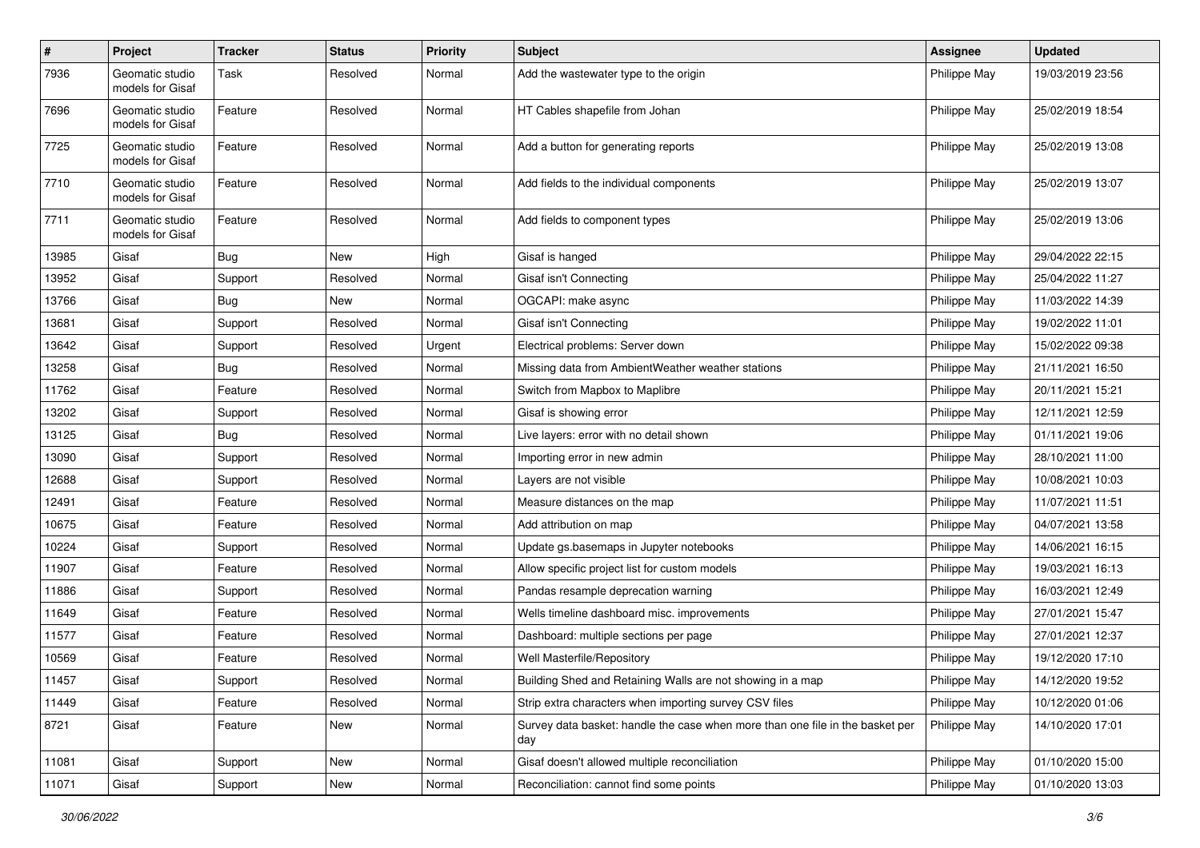| # | Project | Tracker | Status | Priority | Subject | Assignee | Updated |
|---|---|---|---|---|---|---|---|
| 7936 | Geomatic studio models for Gisaf | Task | Resolved | Normal | Add the wastewater type to the origin | Philippe May | 19/03/2019 23:56 |
| 7696 | Geomatic studio models for Gisaf | Feature | Resolved | Normal | HT Cables shapefile from Johan | Philippe May | 25/02/2019 18:54 |
| 7725 | Geomatic studio models for Gisaf | Feature | Resolved | Normal | Add a button for generating reports | Philippe May | 25/02/2019 13:08 |
| 7710 | Geomatic studio models for Gisaf | Feature | Resolved | Normal | Add fields to the individual components | Philippe May | 25/02/2019 13:07 |
| 7711 | Geomatic studio models for Gisaf | Feature | Resolved | Normal | Add fields to component types | Philippe May | 25/02/2019 13:06 |
| 13985 | Gisaf | Bug | New | High | Gisaf is hanged | Philippe May | 29/04/2022 22:15 |
| 13952 | Gisaf | Support | Resolved | Normal | Gisaf isn't Connecting | Philippe May | 25/04/2022 11:27 |
| 13766 | Gisaf | Bug | New | Normal | OGCAPI: make async | Philippe May | 11/03/2022 14:39 |
| 13681 | Gisaf | Support | Resolved | Normal | Gisaf isn't Connecting | Philippe May | 19/02/2022 11:01 |
| 13642 | Gisaf | Support | Resolved | Urgent | Electrical problems: Server down | Philippe May | 15/02/2022 09:38 |
| 13258 | Gisaf | Bug | Resolved | Normal | Missing data from AmbientWeather weather stations | Philippe May | 21/11/2021 16:50 |
| 11762 | Gisaf | Feature | Resolved | Normal | Switch from Mapbox to Maplibre | Philippe May | 20/11/2021 15:21 |
| 13202 | Gisaf | Support | Resolved | Normal | Gisaf is showing error | Philippe May | 12/11/2021 12:59 |
| 13125 | Gisaf | Bug | Resolved | Normal | Live layers: error with no detail shown | Philippe May | 01/11/2021 19:06 |
| 13090 | Gisaf | Support | Resolved | Normal | Importing error in new admin | Philippe May | 28/10/2021 11:00 |
| 12688 | Gisaf | Support | Resolved | Normal | Layers are not visible | Philippe May | 10/08/2021 10:03 |
| 12491 | Gisaf | Feature | Resolved | Normal | Measure distances on the map | Philippe May | 11/07/2021 11:51 |
| 10675 | Gisaf | Feature | Resolved | Normal | Add attribution on map | Philippe May | 04/07/2021 13:58 |
| 10224 | Gisaf | Support | Resolved | Normal | Update gs.basemaps in Jupyter notebooks | Philippe May | 14/06/2021 16:15 |
| 11907 | Gisaf | Feature | Resolved | Normal | Allow specific project list for custom models | Philippe May | 19/03/2021 16:13 |
| 11886 | Gisaf | Support | Resolved | Normal | Pandas resample deprecation warning | Philippe May | 16/03/2021 12:49 |
| 11649 | Gisaf | Feature | Resolved | Normal | Wells timeline dashboard misc. improvements | Philippe May | 27/01/2021 15:47 |
| 11577 | Gisaf | Feature | Resolved | Normal | Dashboard: multiple sections per page | Philippe May | 27/01/2021 12:37 |
| 10569 | Gisaf | Feature | Resolved | Normal | Well Masterfile/Repository | Philippe May | 19/12/2020 17:10 |
| 11457 | Gisaf | Support | Resolved | Normal | Building Shed and Retaining Walls are not showing in a map | Philippe May | 14/12/2020 19:52 |
| 11449 | Gisaf | Feature | Resolved | Normal | Strip extra characters when importing survey CSV files | Philippe May | 10/12/2020 01:06 |
| 8721 | Gisaf | Feature | New | Normal | Survey data basket: handle the case when more than one file in the basket per day | Philippe May | 14/10/2020 17:01 |
| 11081 | Gisaf | Support | New | Normal | Gisaf doesn't allowed multiple reconciliation | Philippe May | 01/10/2020 15:00 |
| 11071 | Gisaf | Support | New | Normal | Reconciliation: cannot find some points | Philippe May | 01/10/2020 13:03 |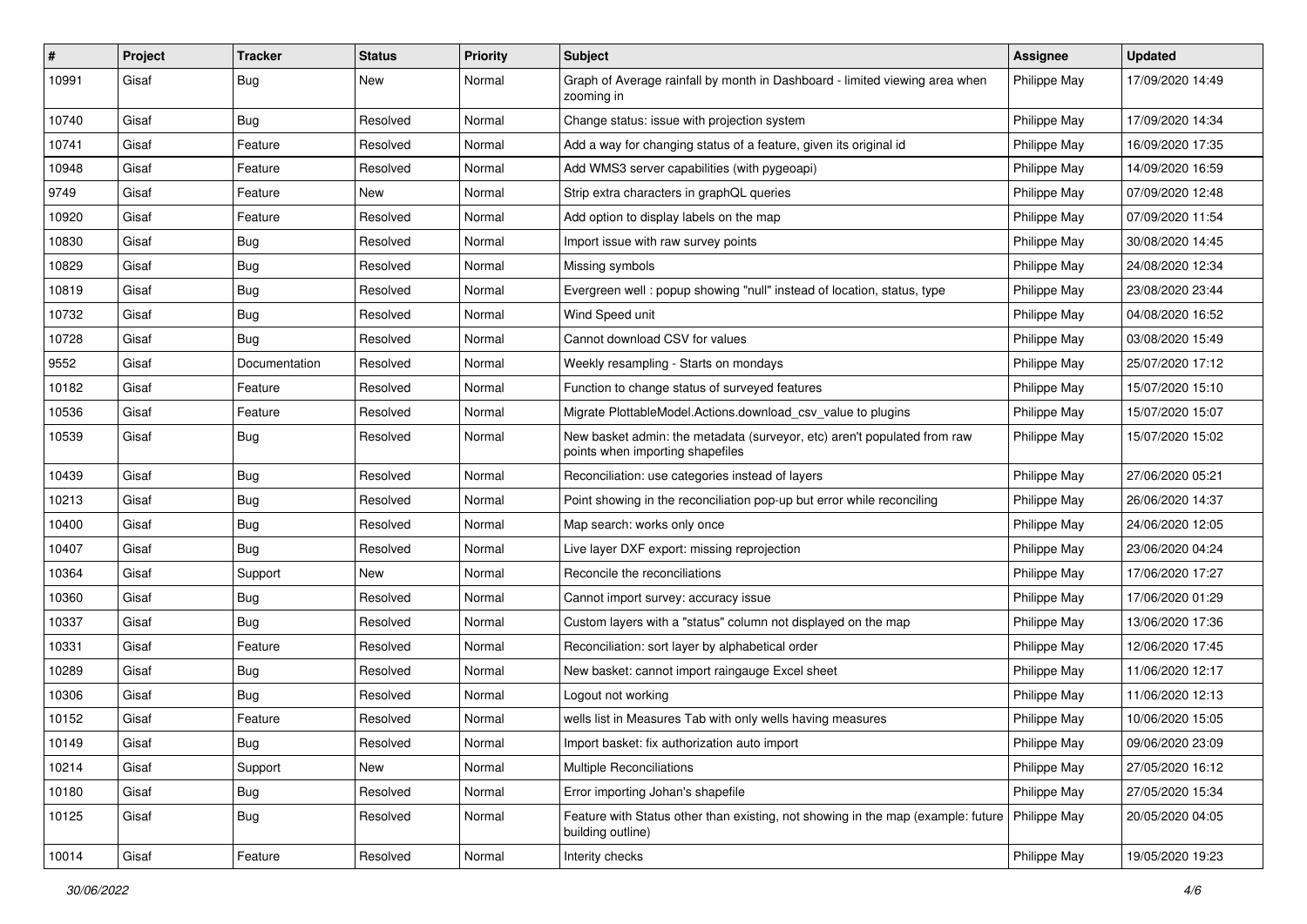| # | Project | Tracker | Status | Priority | Subject | Assignee | Updated |
|---|---|---|---|---|---|---|---|
| 10991 | Gisaf | Bug | New | Normal | Graph of Average rainfall by month in Dashboard - limited viewing area when zooming in | Philippe May | 17/09/2020 14:49 |
| 10740 | Gisaf | Bug | Resolved | Normal | Change status: issue with projection system | Philippe May | 17/09/2020 14:34 |
| 10741 | Gisaf | Feature | Resolved | Normal | Add a way for changing status of a feature, given its original id | Philippe May | 16/09/2020 17:35 |
| 10948 | Gisaf | Feature | Resolved | Normal | Add WMS3 server capabilities (with pygeoapi) | Philippe May | 14/09/2020 16:59 |
| 9749 | Gisaf | Feature | New | Normal | Strip extra characters in graphQL queries | Philippe May | 07/09/2020 12:48 |
| 10920 | Gisaf | Feature | Resolved | Normal | Add option to display labels on the map | Philippe May | 07/09/2020 11:54 |
| 10830 | Gisaf | Bug | Resolved | Normal | Import issue with raw survey points | Philippe May | 30/08/2020 14:45 |
| 10829 | Gisaf | Bug | Resolved | Normal | Missing symbols | Philippe May | 24/08/2020 12:34 |
| 10819 | Gisaf | Bug | Resolved | Normal | Evergreen well : popup showing "null" instead of location, status, type | Philippe May | 23/08/2020 23:44 |
| 10732 | Gisaf | Bug | Resolved | Normal | Wind Speed unit | Philippe May | 04/08/2020 16:52 |
| 10728 | Gisaf | Bug | Resolved | Normal | Cannot download CSV for values | Philippe May | 03/08/2020 15:49 |
| 9552 | Gisaf | Documentation | Resolved | Normal | Weekly resampling - Starts on mondays | Philippe May | 25/07/2020 17:12 |
| 10182 | Gisaf | Feature | Resolved | Normal | Function to change status of surveyed features | Philippe May | 15/07/2020 15:10 |
| 10536 | Gisaf | Feature | Resolved | Normal | Migrate PlottableModel.Actions.download_csv_value to plugins | Philippe May | 15/07/2020 15:07 |
| 10539 | Gisaf | Bug | Resolved | Normal | New basket admin: the metadata (surveyor, etc) aren't populated from raw points when importing shapefiles | Philippe May | 15/07/2020 15:02 |
| 10439 | Gisaf | Bug | Resolved | Normal | Reconciliation: use categories instead of layers | Philippe May | 27/06/2020 05:21 |
| 10213 | Gisaf | Bug | Resolved | Normal | Point showing in the reconciliation pop-up but error while reconciling | Philippe May | 26/06/2020 14:37 |
| 10400 | Gisaf | Bug | Resolved | Normal | Map search: works only once | Philippe May | 24/06/2020 12:05 |
| 10407 | Gisaf | Bug | Resolved | Normal | Live layer DXF export: missing reprojection | Philippe May | 23/06/2020 04:24 |
| 10364 | Gisaf | Support | New | Normal | Reconcile the reconciliations | Philippe May | 17/06/2020 17:27 |
| 10360 | Gisaf | Bug | Resolved | Normal | Cannot import survey: accuracy issue | Philippe May | 17/06/2020 01:29 |
| 10337 | Gisaf | Bug | Resolved | Normal | Custom layers with a "status" column not displayed on the map | Philippe May | 13/06/2020 17:36 |
| 10331 | Gisaf | Feature | Resolved | Normal | Reconciliation: sort layer by alphabetical order | Philippe May | 12/06/2020 17:45 |
| 10289 | Gisaf | Bug | Resolved | Normal | New basket: cannot import raingauge Excel sheet | Philippe May | 11/06/2020 12:17 |
| 10306 | Gisaf | Bug | Resolved | Normal | Logout not working | Philippe May | 11/06/2020 12:13 |
| 10152 | Gisaf | Feature | Resolved | Normal | wells list in Measures Tab with only wells having measures | Philippe May | 10/06/2020 15:05 |
| 10149 | Gisaf | Bug | Resolved | Normal | Import basket: fix authorization auto import | Philippe May | 09/06/2020 23:09 |
| 10214 | Gisaf | Support | New | Normal | Multiple Reconciliations | Philippe May | 27/05/2020 16:12 |
| 10180 | Gisaf | Bug | Resolved | Normal | Error importing Johan's shapefile | Philippe May | 27/05/2020 15:34 |
| 10125 | Gisaf | Bug | Resolved | Normal | Feature with Status other than existing, not showing in the map (example: future building outline) | Philippe May | 20/05/2020 04:05 |
| 10014 | Gisaf | Feature | Resolved | Normal | Interity checks | Philippe May | 19/05/2020 19:23 |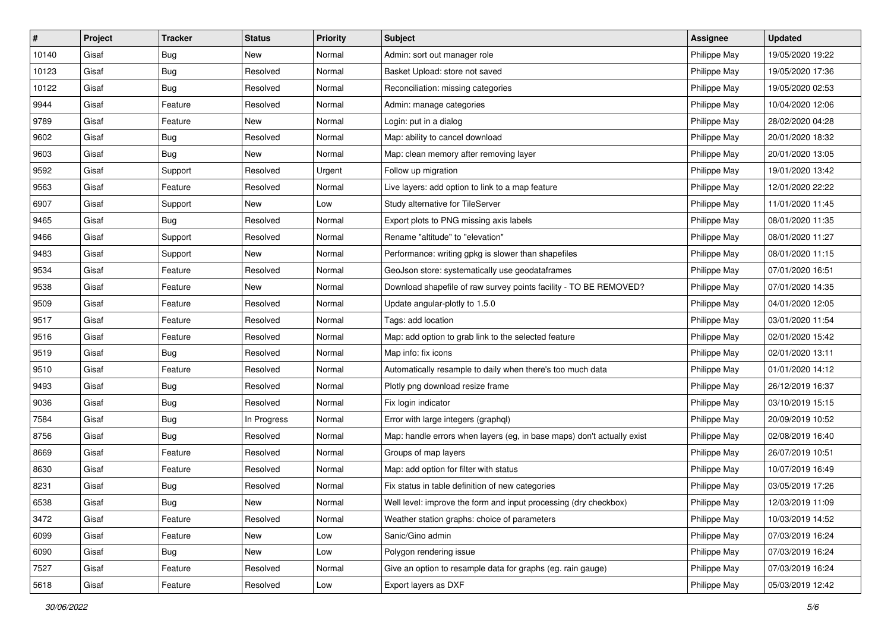| # | Project | Tracker | Status | Priority | Subject | Assignee | Updated |
|---|---|---|---|---|---|---|---|
| 10140 | Gisaf | Bug | New | Normal | Admin: sort out manager role | Philippe May | 19/05/2020 19:22 |
| 10123 | Gisaf | Bug | Resolved | Normal | Basket Upload: store not saved | Philippe May | 19/05/2020 17:36 |
| 10122 | Gisaf | Bug | Resolved | Normal | Reconciliation: missing categories | Philippe May | 19/05/2020 02:53 |
| 9944 | Gisaf | Feature | Resolved | Normal | Admin: manage categories | Philippe May | 10/04/2020 12:06 |
| 9789 | Gisaf | Feature | New | Normal | Login: put in a dialog | Philippe May | 28/02/2020 04:28 |
| 9602 | Gisaf | Bug | Resolved | Normal | Map: ability to cancel download | Philippe May | 20/01/2020 18:32 |
| 9603 | Gisaf | Bug | New | Normal | Map: clean memory after removing layer | Philippe May | 20/01/2020 13:05 |
| 9592 | Gisaf | Support | Resolved | Urgent | Follow up migration | Philippe May | 19/01/2020 13:42 |
| 9563 | Gisaf | Feature | Resolved | Normal | Live layers: add option to link to a map feature | Philippe May | 12/01/2020 22:22 |
| 6907 | Gisaf | Support | New | Low | Study alternative for TileServer | Philippe May | 11/01/2020 11:45 |
| 9465 | Gisaf | Bug | Resolved | Normal | Export plots to PNG missing axis labels | Philippe May | 08/01/2020 11:35 |
| 9466 | Gisaf | Support | Resolved | Normal | Rename "altitude" to "elevation" | Philippe May | 08/01/2020 11:27 |
| 9483 | Gisaf | Support | New | Normal | Performance: writing gpkg is slower than shapefiles | Philippe May | 08/01/2020 11:15 |
| 9534 | Gisaf | Feature | Resolved | Normal | GeoJson store: systematically use geodataframes | Philippe May | 07/01/2020 16:51 |
| 9538 | Gisaf | Feature | New | Normal | Download shapefile of raw survey points facility - TO BE REMOVED? | Philippe May | 07/01/2020 14:35 |
| 9509 | Gisaf | Feature | Resolved | Normal | Update angular-plotly to 1.5.0 | Philippe May | 04/01/2020 12:05 |
| 9517 | Gisaf | Feature | Resolved | Normal | Tags: add location | Philippe May | 03/01/2020 11:54 |
| 9516 | Gisaf | Feature | Resolved | Normal | Map: add option to grab link to the selected feature | Philippe May | 02/01/2020 15:42 |
| 9519 | Gisaf | Bug | Resolved | Normal | Map info: fix icons | Philippe May | 02/01/2020 13:11 |
| 9510 | Gisaf | Feature | Resolved | Normal | Automatically resample to daily when there's too much data | Philippe May | 01/01/2020 14:12 |
| 9493 | Gisaf | Bug | Resolved | Normal | Plotly png download resize frame | Philippe May | 26/12/2019 16:37 |
| 9036 | Gisaf | Bug | Resolved | Normal | Fix login indicator | Philippe May | 03/10/2019 15:15 |
| 7584 | Gisaf | Bug | In Progress | Normal | Error with large integers (graphql) | Philippe May | 20/09/2019 10:52 |
| 8756 | Gisaf | Bug | Resolved | Normal | Map: handle errors when layers (eg, in base maps) don't actually exist | Philippe May | 02/08/2019 16:40 |
| 8669 | Gisaf | Feature | Resolved | Normal | Groups of map layers | Philippe May | 26/07/2019 10:51 |
| 8630 | Gisaf | Feature | Resolved | Normal | Map: add option for filter with status | Philippe May | 10/07/2019 16:49 |
| 8231 | Gisaf | Bug | Resolved | Normal | Fix status in table definition of new categories | Philippe May | 03/05/2019 17:26 |
| 6538 | Gisaf | Bug | New | Normal | Well level: improve the form and input processing (dry checkbox) | Philippe May | 12/03/2019 11:09 |
| 3472 | Gisaf | Feature | Resolved | Normal | Weather station graphs: choice of parameters | Philippe May | 10/03/2019 14:52 |
| 6099 | Gisaf | Feature | New | Low | Sanic/Gino admin | Philippe May | 07/03/2019 16:24 |
| 6090 | Gisaf | Bug | New | Low | Polygon rendering issue | Philippe May | 07/03/2019 16:24 |
| 7527 | Gisaf | Feature | Resolved | Normal | Give an option to resample data for graphs (eg. rain gauge) | Philippe May | 07/03/2019 16:24 |
| 5618 | Gisaf | Feature | Resolved | Low | Export layers as DXF | Philippe May | 05/03/2019 12:42 |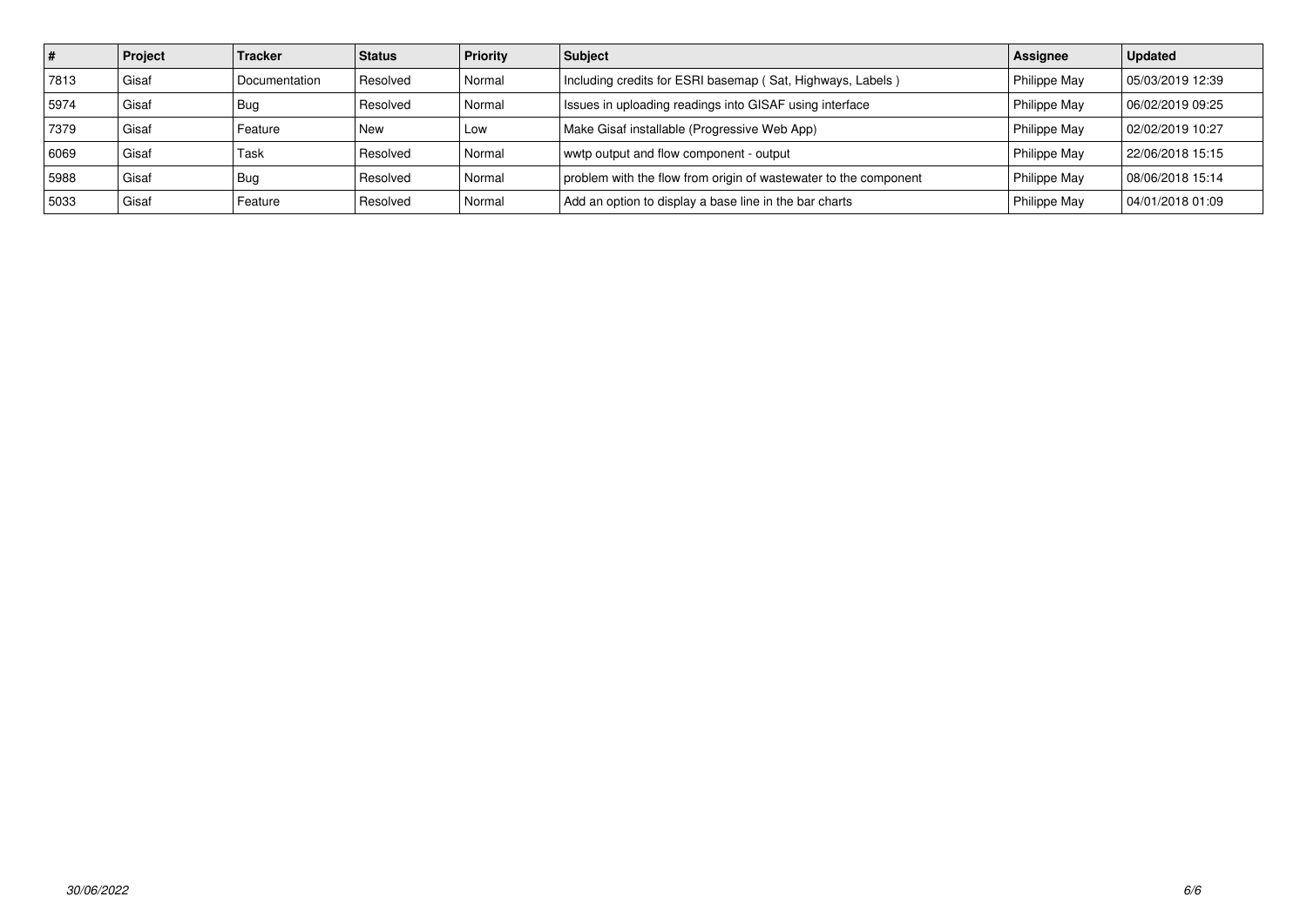| # | Project | Tracker | Status | Priority | Subject | Assignee | Updated |
|---|---|---|---|---|---|---|---|
| 7813 | Gisaf | Documentation | Resolved | Normal | Including credits for ESRI basemap ( Sat, Highways, Labels ) | Philippe May | 05/03/2019 12:39 |
| 5974 | Gisaf | Bug | Resolved | Normal | Issues in uploading readings into GISAF using interface | Philippe May | 06/02/2019 09:25 |
| 7379 | Gisaf | Feature | New | Low | Make Gisaf installable (Progressive Web App) | Philippe May | 02/02/2019 10:27 |
| 6069 | Gisaf | Task | Resolved | Normal | wwtp output and flow component - output | Philippe May | 22/06/2018 15:15 |
| 5988 | Gisaf | Bug | Resolved | Normal | problem with the flow from origin of wastewater to the component | Philippe May | 08/06/2018 15:14 |
| 5033 | Gisaf | Feature | Resolved | Normal | Add an option to display a base line in the bar charts | Philippe May | 04/01/2018 01:09 |